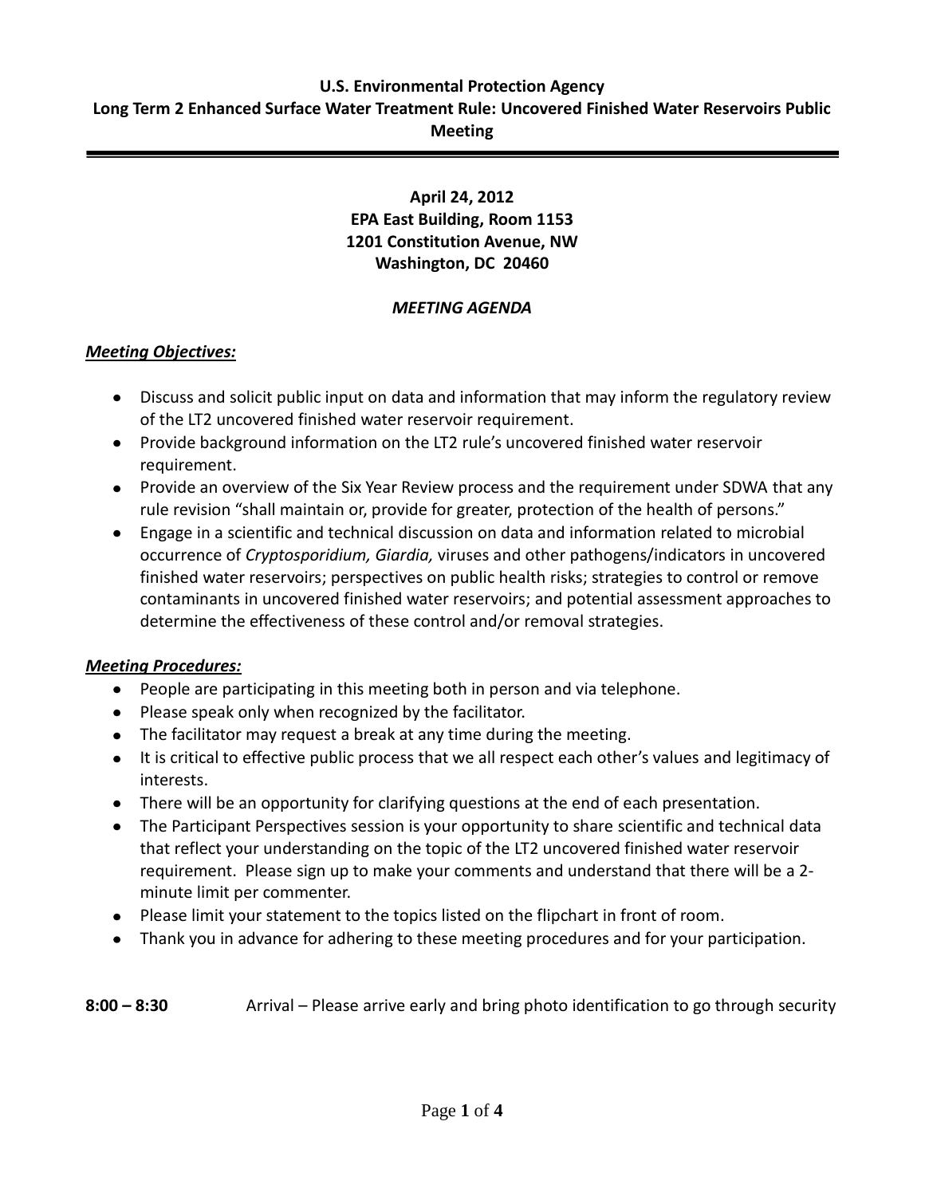**U.S. Environmental Protection Agency**

**Long Term 2 Enhanced Surface Water Treatment Rule: Uncovered Finished Water Reservoirs Public Meeting**

---

**April 24, 2012**
**EPA East Building, Room 1153**
**1201 Constitution Avenue, NW**
**Washington, DC 20460**

***MEETING AGENDA***

***Meeting Objectives:***

- Discuss and solicit public input on data and information that may inform the regulatory review of the LT2 uncovered finished water reservoir requirement.
- Provide background information on the LT2 rule's uncovered finished water reservoir requirement.
- Provide an overview of the Six Year Review process and the requirement under SDWA that any rule revision "shall maintain or, provide for greater, protection of the health of persons."
- Engage in a scientific and technical discussion on data and information related to microbial occurrence of *Cryptosporidium, Giardia,* viruses and other pathogens/indicators in uncovered finished water reservoirs; perspectives on public health risks; strategies to control or remove contaminants in uncovered finished water reservoirs; and potential assessment approaches to determine the effectiveness of these control and/or removal strategies.

***Meeting Procedures:***

- People are participating in this meeting both in person and via telephone.
- Please speak only when recognized by the facilitator.
- The facilitator may request a break at any time during the meeting.
- It is critical to effective public process that we all respect each other's values and legitimacy of interests.
- There will be an opportunity for clarifying questions at the end of each presentation.
- The Participant Perspectives session is your opportunity to share scientific and technical data that reflect your understanding on the topic of the LT2 uncovered finished water reservoir requirement. Please sign up to make your comments and understand that there will be a 2-minute limit per commenter.
- Please limit your statement to the topics listed on the flipchart in front of room.
- Thank you in advance for adhering to these meeting procedures and for your participation.

**8:00 – 8:30** Arrival – Please arrive early and bring photo identification to go through security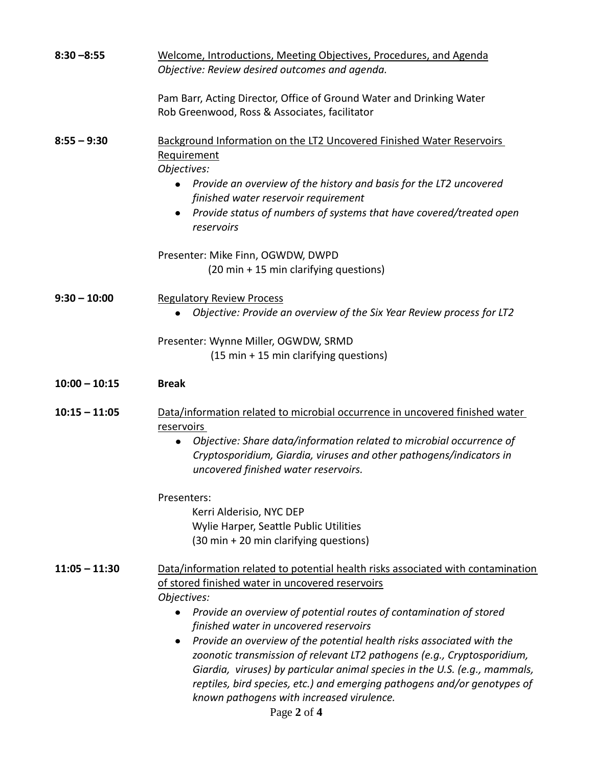**8:30 –8:55** Welcome, Introductions, Meeting Objectives, Procedures, and Agenda

*Objective: Review desired outcomes and agenda.*

Pam Barr, Acting Director, Office of Ground Water and Drinking Water
Rob Greenwood, Ross & Associates, facilitator

**8:55 – 9:30** Background Information on the LT2 Uncovered Finished Water Reservoirs Requirement

*Objectives:*

- *Provide an overview of the history and basis for the LT2 uncovered finished water reservoir requirement*
- *Provide status of numbers of systems that have covered/treated open reservoirs*

Presenter: Mike Finn, OGWDW, DWPD
(20 min + 15 min clarifying questions)

**9:30 – 10:00** Regulatory Review Process

- *Objective: Provide an overview of the Six Year Review process for LT2*

Presenter: Wynne Miller, OGWDW, SRMD
(15 min + 15 min clarifying questions)

**10:00 – 10:15** **Break**

**10:15 – 11:05** Data/information related to microbial occurrence in uncovered finished water reservoirs

- *Objective: Share data/information related to microbial occurrence of Cryptosporidium, Giardia, viruses and other pathogens/indicators in uncovered finished water reservoirs.*

Presenters:
Kerri Alderisio, NYC DEP
Wylie Harper, Seattle Public Utilities
(30 min + 20 min clarifying questions)

**11:05 – 11:30** Data/information related to potential health risks associated with contamination of stored finished water in uncovered reservoirs

*Objectives:*

- *Provide an overview of potential routes of contamination of stored finished water in uncovered reservoirs*
- *Provide an overview of the potential health risks associated with the zoonotic transmission of relevant LT2 pathogens (e.g., Cryptosporidium, Giardia, viruses) by particular animal species in the U.S. (e.g., mammals, reptiles, bird species, etc.) and emerging pathogens and/or genotypes of known pathogens with increased virulence.*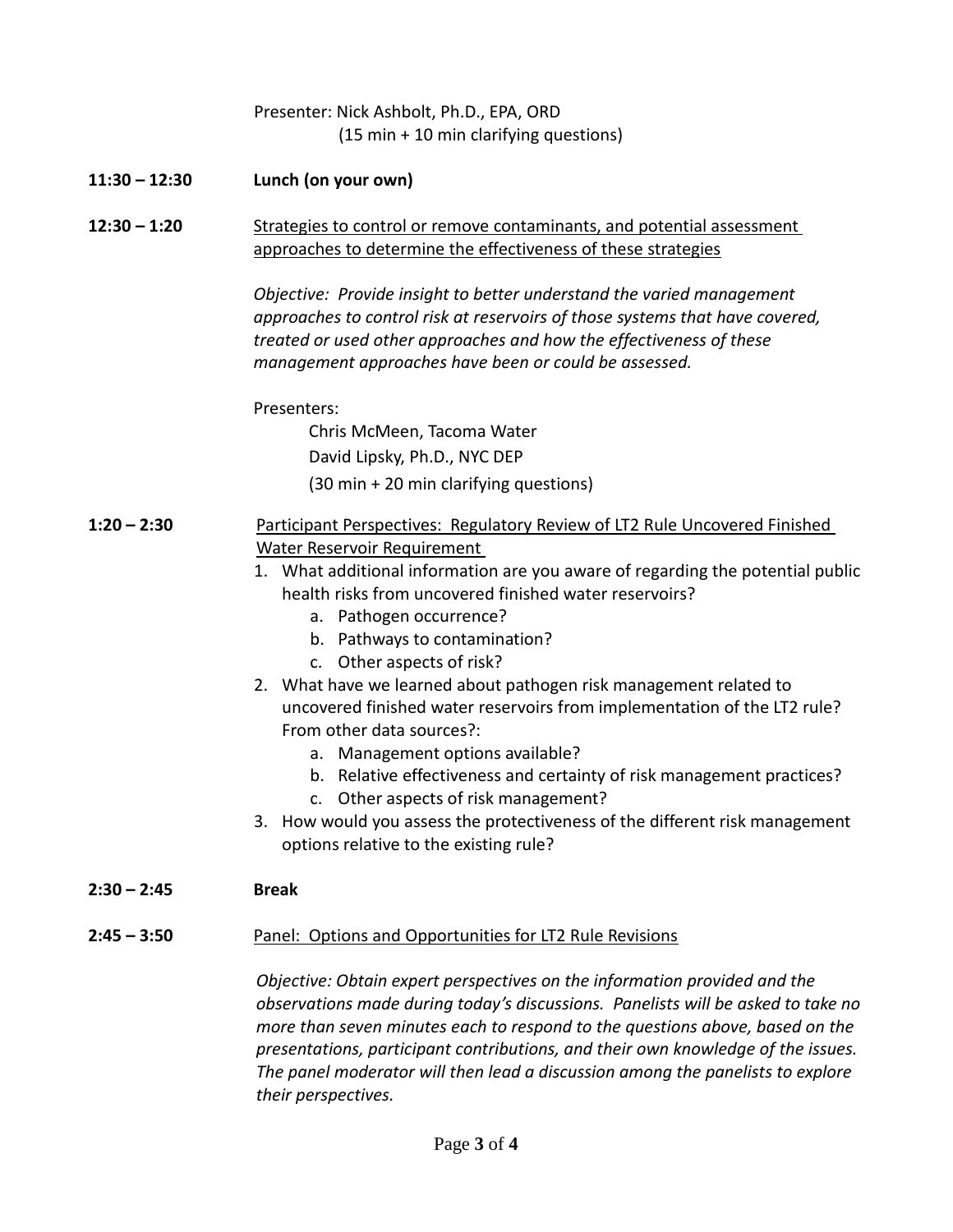Presenter: Nick Ashbolt, Ph.D., EPA, ORD
(15 min + 10 min clarifying questions)

**11:30 – 12:30** **Lunch (on your own)**

**12:30 – 1:20** Strategies to control or remove contaminants, and potential assessment approaches to determine the effectiveness of these strategies

*Objective: Provide insight to better understand the varied management approaches to control risk at reservoirs of those systems that have covered, treated or used other approaches and how the effectiveness of these management approaches have been or could be assessed.*

Presenters:

Chris McMeen, Tacoma Water

David Lipsky, Ph.D., NYC DEP

(30 min + 20 min clarifying questions)

**1:20 – 2:30** Participant Perspectives: Regulatory Review of LT2 Rule Uncovered Finished Water Reservoir Requirement

1. What additional information are you aware of regarding the potential public health risks from uncovered finished water reservoirs?
   a. Pathogen occurrence?
   b. Pathways to contamination?
   c. Other aspects of risk?
2. What have we learned about pathogen risk management related to uncovered finished water reservoirs from implementation of the LT2 rule? From other data sources?:
   a. Management options available?
   b. Relative effectiveness and certainty of risk management practices?
   c. Other aspects of risk management?
3. How would you assess the protectiveness of the different risk management options relative to the existing rule?

**2:30 – 2:45** **Break**

**2:45 – 3:50** Panel: Options and Opportunities for LT2 Rule Revisions

*Objective: Obtain expert perspectives on the information provided and the observations made during today's discussions. Panelists will be asked to take no more than seven minutes each to respond to the questions above, based on the presentations, participant contributions, and their own knowledge of the issues. The panel moderator will then lead a discussion among the panelists to explore their perspectives.*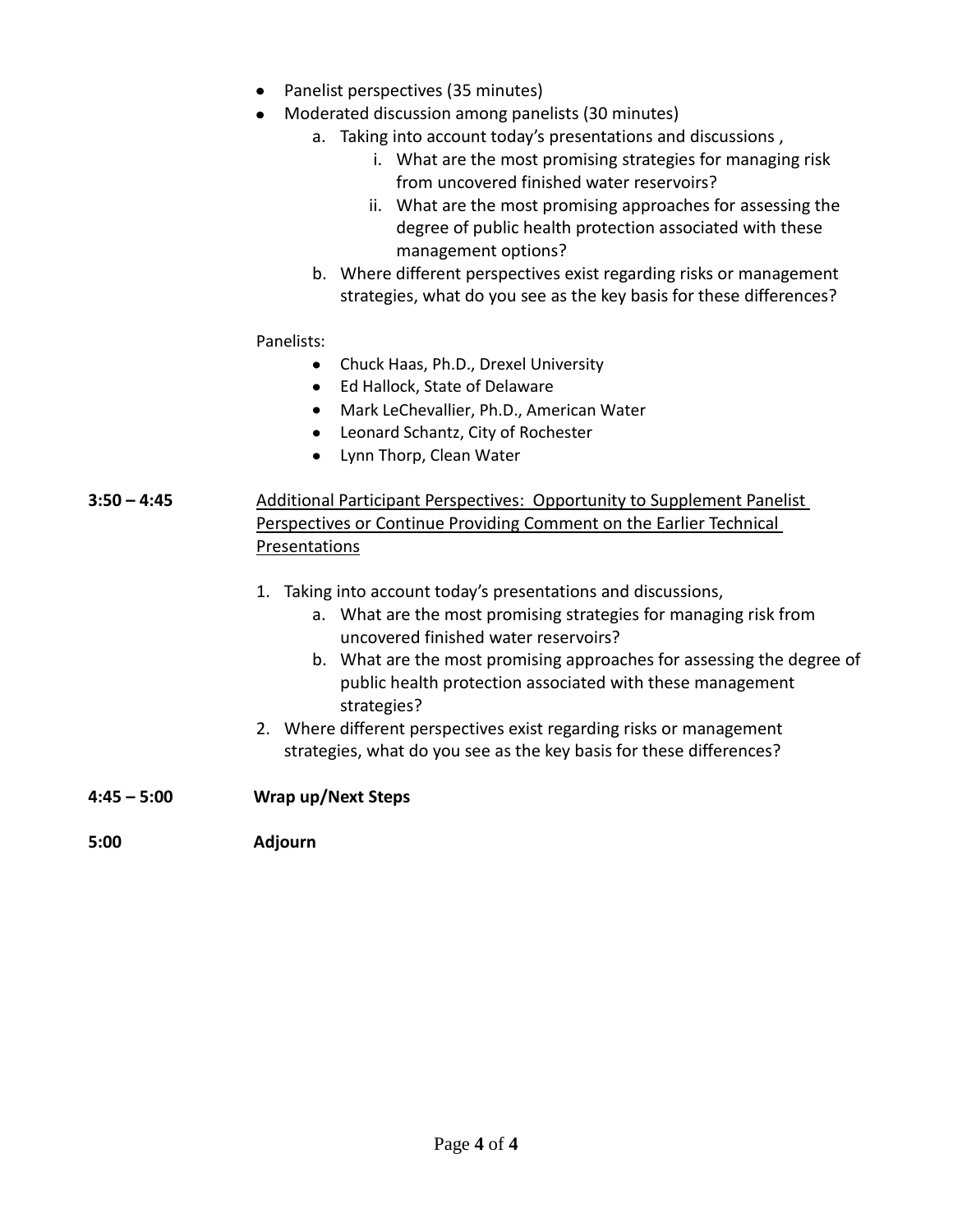- Panelist perspectives (35 minutes)
- Moderated discussion among panelists (30 minutes)
    a. Taking into account today's presentations and discussions ,
        i. What are the most promising strategies for managing risk from uncovered finished water reservoirs?
        ii. What are the most promising approaches for assessing the degree of public health protection associated with these management options?
    b. Where different perspectives exist regarding risks or management strategies, what do you see as the key basis for these differences?

Panelists:

- Chuck Haas, Ph.D., Drexel University
- Ed Hallock, State of Delaware
- Mark LeChevallier, Ph.D., American Water
- Leonard Schantz, City of Rochester
- Lynn Thorp, Clean Water

**3:50 – 4:45** Additional Participant Perspectives: Opportunity to Supplement Panelist Perspectives or Continue Providing Comment on the Earlier Technical Presentations

1. Taking into account today's presentations and discussions,
    a. What are the most promising strategies for managing risk from uncovered finished water reservoirs?
    b. What are the most promising approaches for assessing the degree of public health protection associated with these management strategies?
2. Where different perspectives exist regarding risks or management strategies, what do you see as the key basis for these differences?

**4:45 – 5:00** **Wrap up/Next Steps**

**5:00** **Adjourn**